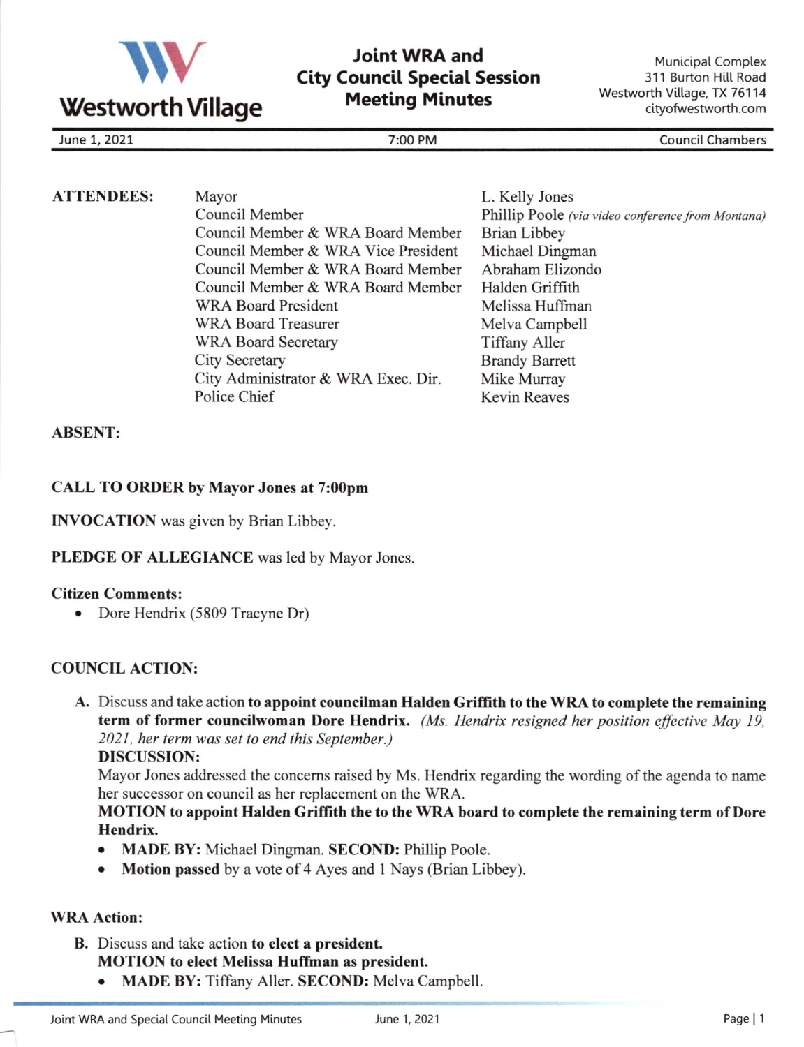**Westworth Village**

# Joint WRA and City Council Special Session Meeting Minutes

Municipal Complex
311 Burton Hill Road
Westworth Village, TX 76114
cityofwestworth.com

June 1, 2021 | 7:00 PM | Council Chambers

**ATTENDEES:**

| | |
|---|---|
| Mayor | L. Kelly Jones |
| Council Member | Phillip Poole *(via video conference from Montana)* |
| Council Member & WRA Board Member | Brian Libbey |
| Council Member & WRA Vice President | Michael Dingman |
| Council Member & WRA Board Member | Abraham Elizondo |
| Council Member & WRA Board Member | Halden Griffith |
| WRA Board President | Melissa Huffman |
| WRA Board Treasurer | Melva Campbell |
| WRA Board Secretary | Tiffany Aller |
| City Secretary | Brandy Barrett |
| City Administrator & WRA Exec. Dir. | Mike Murray |
| Police Chief | Kevin Reaves |

**ABSENT:**

**CALL TO ORDER by Mayor Jones at 7:00pm**

**INVOCATION** was given by Brian Libbey.

**PLEDGE OF ALLEGIANCE** was led by Mayor Jones.

**Citizen Comments:**

- Dore Hendrix (5809 Tracyne Dr)

**COUNCIL ACTION:**

A. Discuss and take action **to appoint councilman Halden Griffith to the WRA to complete the remaining term of former councilwoman Dore Hendrix.** *(Ms. Hendrix resigned her position effective May 19, 2021, her term was set to end this September.)*
**DISCUSSION:**
Mayor Jones addressed the concerns raised by Ms. Hendrix regarding the wording of the agenda to name her successor on council as her replacement on the WRA.
**MOTION to appoint Halden Griffith the to the WRA board to complete the remaining term of Dore Hendrix.**
   - **MADE BY:** Michael Dingman. **SECOND:** Phillip Poole.
   - **Motion passed** by a vote of 4 Ayes and 1 Nays (Brian Libbey).

**WRA Action:**

B. Discuss and take action **to elect a president.**
**MOTION to elect Melissa Huffman as president.**
   - **MADE BY:** Tiffany Aller. **SECOND:** Melva Campbell.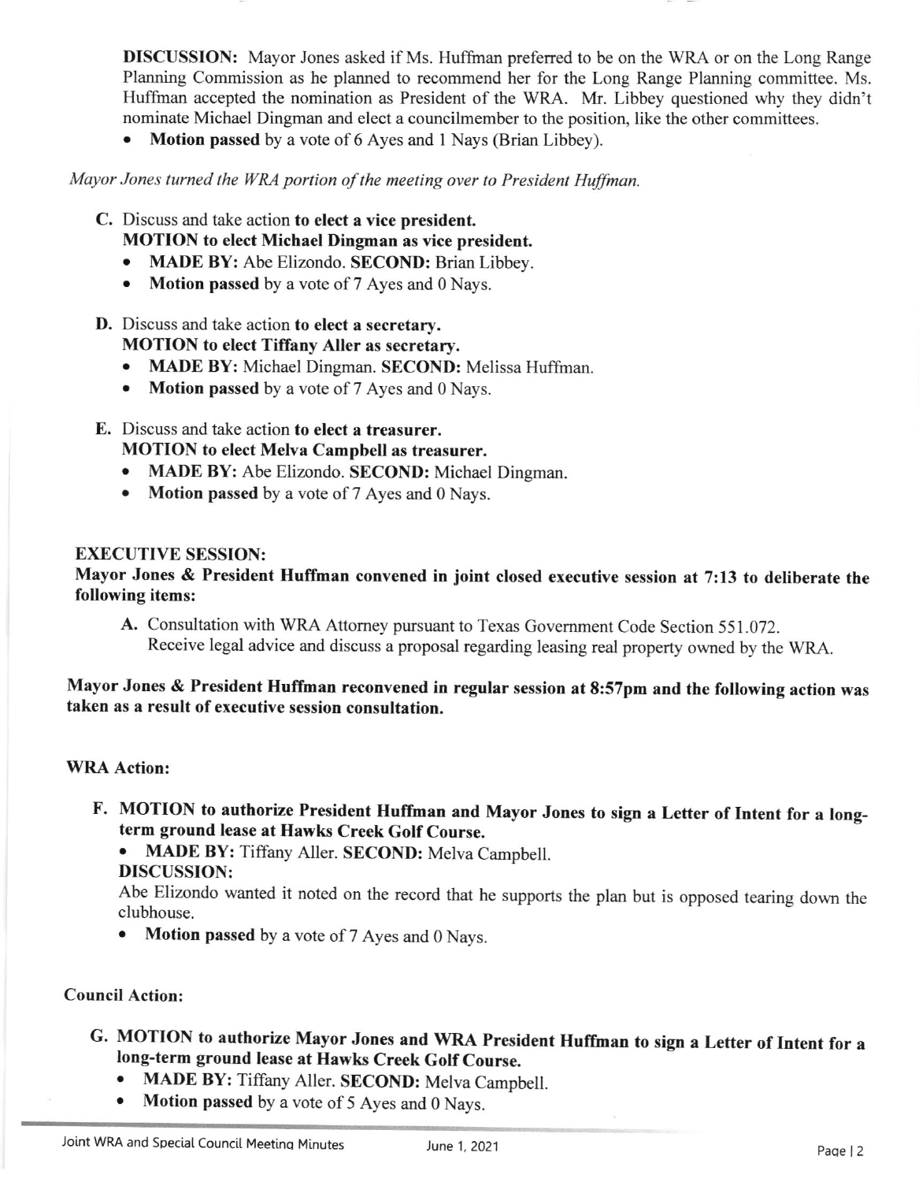**DISCUSSION:** Mayor Jones asked if Ms. Huffman preferred to be on the WRA or on the Long Range Planning Commission as he planned to recommend her for the Long Range Planning committee. Ms. Huffman accepted the nomination as President of the WRA. Mr. Libbey questioned why they didn't nominate Michael Dingman and elect a councilmember to the position, like the other committees.

- **Motion passed** by a vote of 6 Ayes and 1 Nays (Brian Libbey).

*Mayor Jones turned the WRA portion of the meeting over to President Huffman.*

C. Discuss and take action **to elect a vice president.**
   **MOTION to elect Michael Dingman as vice president.**
   - **MADE BY:** Abe Elizondo. **SECOND:** Brian Libbey.
   - **Motion passed** by a vote of 7 Ayes and 0 Nays.

D. Discuss and take action **to elect a secretary.**
   **MOTION to elect Tiffany Aller as secretary.**
   - **MADE BY:** Michael Dingman. **SECOND:** Melissa Huffman.
   - **Motion passed** by a vote of 7 Ayes and 0 Nays.

E. Discuss and take action **to elect a treasurer.**
   **MOTION to elect Melva Campbell as treasurer.**
   - **MADE BY:** Abe Elizondo. **SECOND:** Michael Dingman.
   - **Motion passed** by a vote of 7 Ayes and 0 Nays.

**EXECUTIVE SESSION:**

**Mayor Jones & President Huffman convened in joint closed executive session at 7:13 to deliberate the following items:**

A. Consultation with WRA Attorney pursuant to Texas Government Code Section 551.072.
   Receive legal advice and discuss a proposal regarding leasing real property owned by the WRA.

**Mayor Jones & President Huffman reconvened in regular session at 8:57pm and the following action was taken as a result of executive session consultation.**

**WRA Action:**

F. **MOTION to authorize President Huffman and Mayor Jones to sign a Letter of Intent for a long-term ground lease at Hawks Creek Golf Course.**
   - **MADE BY:** Tiffany Aller. **SECOND:** Melva Campbell.

   **DISCUSSION:**
   Abe Elizondo wanted it noted on the record that he supports the plan but is opposed tearing down the clubhouse.
   - **Motion passed** by a vote of 7 Ayes and 0 Nays.

**Council Action:**

G. **MOTION to authorize Mayor Jones and WRA President Huffman to sign a Letter of Intent for a long-term ground lease at Hawks Creek Golf Course.**
   - **MADE BY:** Tiffany Aller. **SECOND:** Melva Campbell.
   - **Motion passed** by a vote of 5 Ayes and 0 Nays.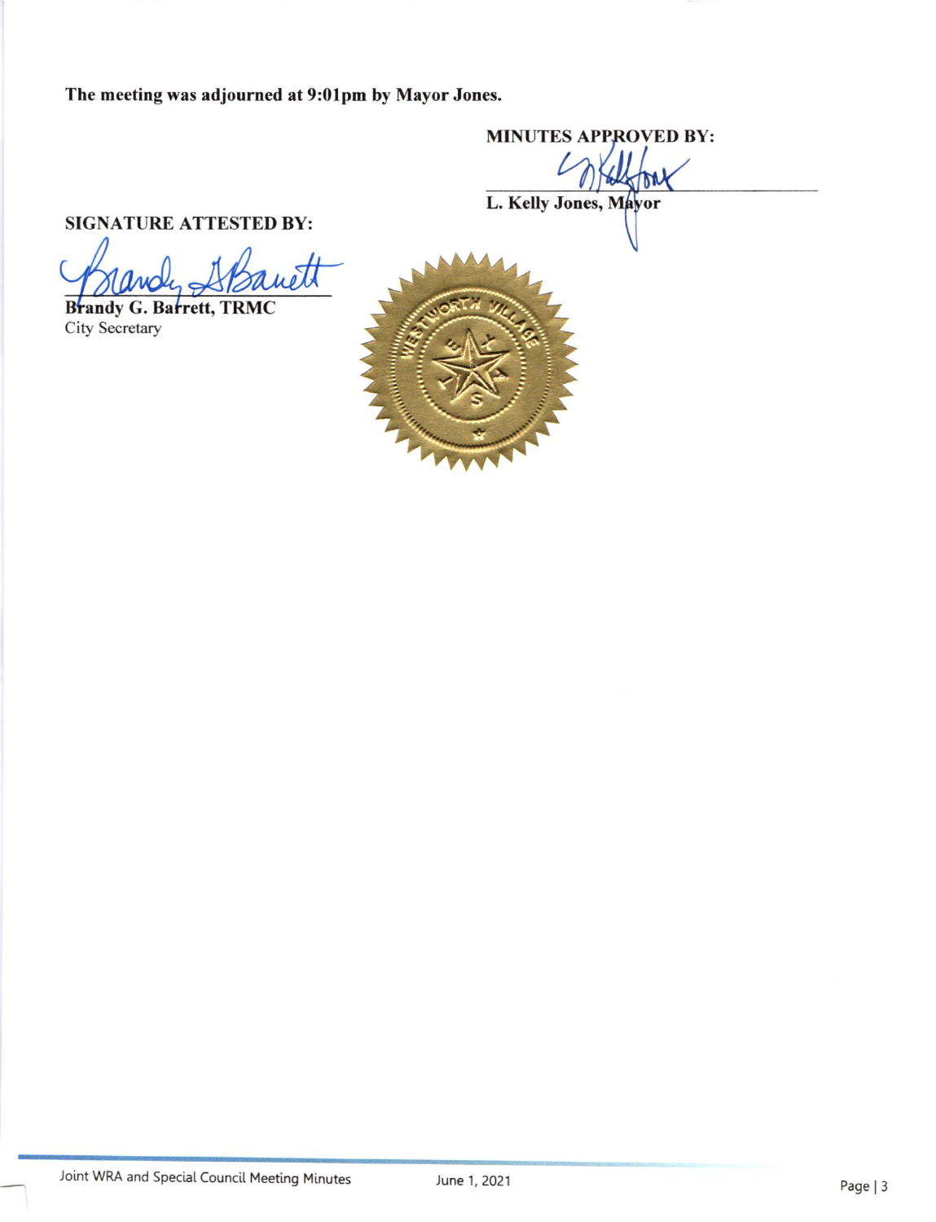**The meeting was adjourned at 9:01pm by Mayor Jones.**

**MINUTES APPROVED BY:**

**L. Kelly Jones, Mayor**

**SIGNATURE ATTESTED BY:**

**Brandy G. Barrett, TRMC**
City Secretary